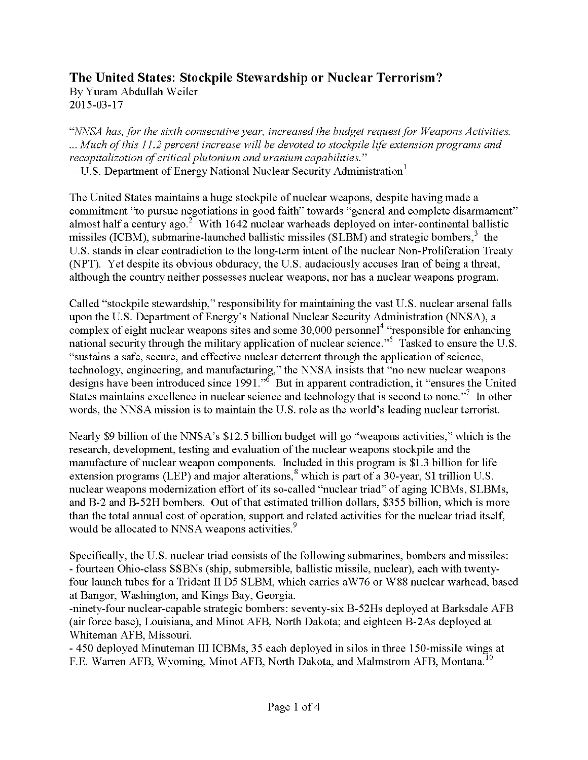## The United States: Stockpile Stewardship or Nuclear Terrorism?

By Yuram Abdullah Weiler
2015-03-17

"*NNSA has, for the sixth consecutive year, increased the budget request for Weapons Activities. ... Much of this 11.2 percent increase will be devoted to stockpile life extension programs and recapitalization of critical plutonium and uranium capabilities.*"
—U.S. Department of Energy National Nuclear Security Administration[1]

The United States maintains a huge stockpile of nuclear weapons, despite having made a commitment "to pursue negotiations in good faith" towards "general and complete disarmament" almost half a century ago.[2] With 1642 nuclear warheads deployed on inter-continental ballistic missiles (ICBM), submarine-launched ballistic missiles (SLBM) and strategic bombers,[3] the U.S. stands in clear contradiction to the long-term intent of the nuclear Non-Proliferation Treaty (NPT). Yet despite its obvious obduracy, the U.S. audaciously accuses Iran of being a threat, although the country neither possesses nuclear weapons, nor has a nuclear weapons program.

Called "stockpile stewardship," responsibility for maintaining the vast U.S. nuclear arsenal falls upon the U.S. Department of Energy's National Nuclear Security Administration (NNSA), a complex of eight nuclear weapons sites and some 30,000 personnel[4] "responsible for enhancing national security through the military application of nuclear science."[5] Tasked to ensure the U.S. "sustains a safe, secure, and effective nuclear deterrent through the application of science, technology, engineering, and manufacturing," the NNSA insists that "no new nuclear weapons designs have been introduced since 1991."[6] But in apparent contradiction, it "ensures the United States maintains excellence in nuclear science and technology that is second to none."[7] In other words, the NNSA mission is to maintain the U.S. role as the world's leading nuclear terrorist.

Nearly $9 billion of the NNSA's $12.5 billion budget will go "weapons activities," which is the research, development, testing and evaluation of the nuclear weapons stockpile and the manufacture of nuclear weapon components. Included in this program is $1.3 billion for life extension programs (LEP) and major alterations,[8] which is part of a 30-year, $1 trillion U.S. nuclear weapons modernization effort of its so-called "nuclear triad" of aging ICBMs, SLBMs, and B-2 and B-52H bombers. Out of that estimated trillion dollars, $355 billion, which is more than the total annual cost of operation, support and related activities for the nuclear triad itself, would be allocated to NNSA weapons activities.[9]

Specifically, the U.S. nuclear triad consists of the following submarines, bombers and missiles:
- fourteen Ohio-class SSBNs (ship, submersible, ballistic missile, nuclear), each with twenty-four launch tubes for a Trident II D5 SLBM, which carries aW76 or W88 nuclear warhead, based at Bangor, Washington, and Kings Bay, Georgia.
- ninety-four nuclear-capable strategic bombers: seventy-six B-52Hs deployed at Barksdale AFB (air force base), Louisiana, and Minot AFB, North Dakota; and eighteen B-2As deployed at Whiteman AFB, Missouri.
- 450 deployed Minuteman III ICBMs, 35 each deployed in silos in three 150-missile wings at F.E. Warren AFB, Wyoming, Minot AFB, North Dakota, and Malmstrom AFB, Montana.[10]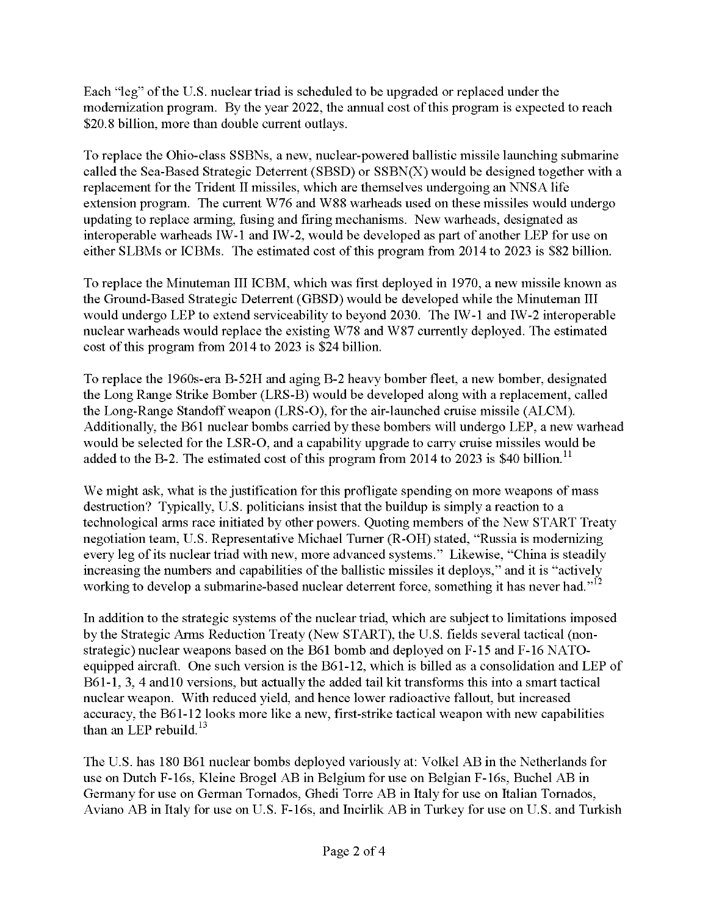Each "leg" of the U.S. nuclear triad is scheduled to be upgraded or replaced under the modernization program. By the year 2022, the annual cost of this program is expected to reach $20.8 billion, more than double current outlays.

To replace the Ohio-class SSBNs, a new, nuclear-powered ballistic missile launching submarine called the Sea-Based Strategic Deterrent (SBSD) or SSBN(X) would be designed together with a replacement for the Trident II missiles, which are themselves undergoing an NNSA life extension program. The current W76 and W88 warheads used on these missiles would undergo updating to replace arming, fusing and firing mechanisms. New warheads, designated as interoperable warheads IW-1 and IW-2, would be developed as part of another LEP for use on either SLBMs or ICBMs. The estimated cost of this program from 2014 to 2023 is $82 billion.

To replace the Minuteman III ICBM, which was first deployed in 1970, a new missile known as the Ground-Based Strategic Deterrent (GBSD) would be developed while the Minuteman III would undergo LEP to extend serviceability to beyond 2030. The IW-1 and IW-2 interoperable nuclear warheads would replace the existing W78 and W87 currently deployed. The estimated cost of this program from 2014 to 2023 is $24 billion.

To replace the 1960s-era B-52H and aging B-2 heavy bomber fleet, a new bomber, designated the Long Range Strike Bomber (LRS-B) would be developed along with a replacement, called the Long-Range Standoff weapon (LRS-O), for the air-launched cruise missile (ALCM). Additionally, the B61 nuclear bombs carried by these bombers will undergo LEP, a new warhead would be selected for the LSR-O, and a capability upgrade to carry cruise missiles would be added to the B-2. The estimated cost of this program from 2014 to 2023 is $40 billion.[11]

We might ask, what is the justification for this profligate spending on more weapons of mass destruction? Typically, U.S. politicians insist that the buildup is simply a reaction to a technological arms race initiated by other powers. Quoting members of the New START Treaty negotiation team, U.S. Representative Michael Turner (R-OH) stated, "Russia is modernizing every leg of its nuclear triad with new, more advanced systems." Likewise, "China is steadily increasing the numbers and capabilities of the ballistic missiles it deploys," and it is "actively working to develop a submarine-based nuclear deterrent force, something it has never had."[12]

In addition to the strategic systems of the nuclear triad, which are subject to limitations imposed by the Strategic Arms Reduction Treaty (New START), the U.S. fields several tactical (non-strategic) nuclear weapons based on the B61 bomb and deployed on F-15 and F-16 NATO-equipped aircraft. One such version is the B61-12, which is billed as a consolidation and LEP of B61-1, 3, 4 and10 versions, but actually the added tail kit transforms this into a smart tactical nuclear weapon. With reduced yield, and hence lower radioactive fallout, but increased accuracy, the B61-12 looks more like a new, first-strike tactical weapon with new capabilities than an LEP rebuild.[13]

The U.S. has 180 B61 nuclear bombs deployed variously at: Volkel AB in the Netherlands for use on Dutch F-16s, Kleine Brogel AB in Belgium for use on Belgian F-16s, Buchel AB in Germany for use on German Tornados, Ghedi Torre AB in Italy for use on Italian Tornados, Aviano AB in Italy for use on U.S. F-16s, and Incirlik AB in Turkey for use on U.S. and Turkish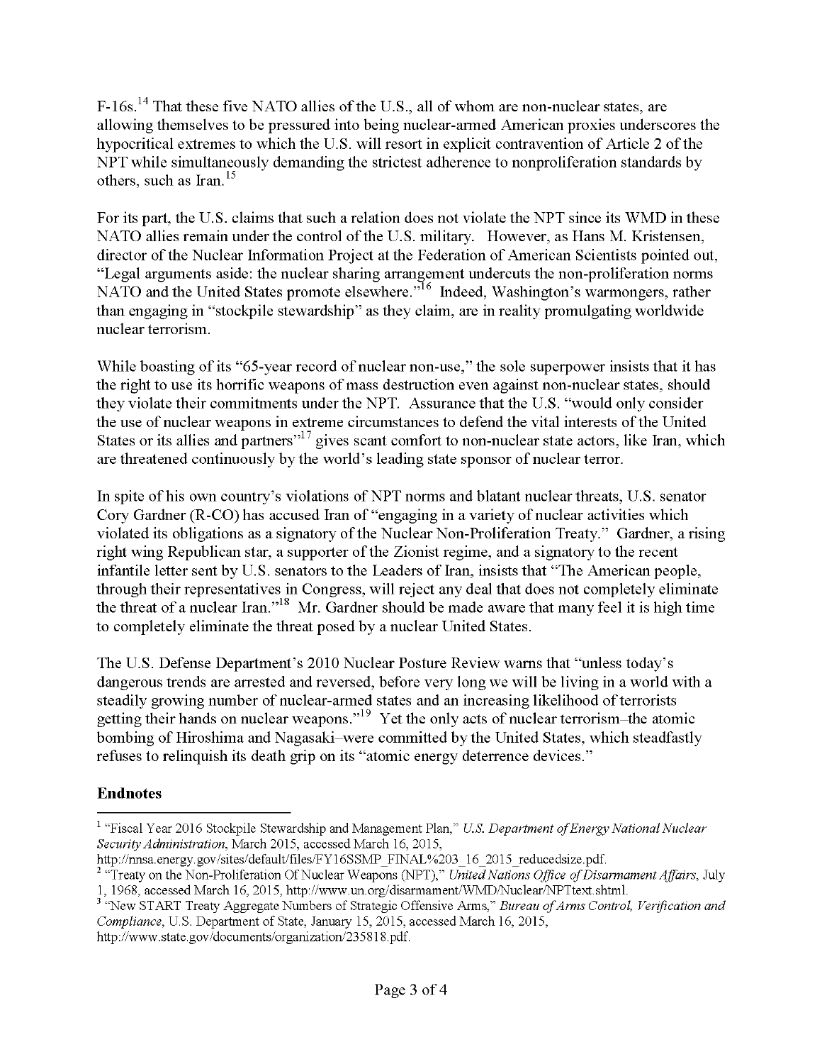F-16s.[14] That these five NATO allies of the U.S., all of whom are non-nuclear states, are allowing themselves to be pressured into being nuclear-armed American proxies underscores the hypocritical extremes to which the U.S. will resort in explicit contravention of Article 2 of the NPT while simultaneously demanding the strictest adherence to nonproliferation standards by others, such as Iran.[15]

For its part, the U.S. claims that such a relation does not violate the NPT since its WMD in these NATO allies remain under the control of the U.S. military. However, as Hans M. Kristensen, director of the Nuclear Information Project at the Federation of American Scientists pointed out, "Legal arguments aside: the nuclear sharing arrangement undercuts the non-proliferation norms NATO and the United States promote elsewhere."[16] Indeed, Washington's warmongers, rather than engaging in "stockpile stewardship" as they claim, are in reality promulgating worldwide nuclear terrorism.

While boasting of its "65-year record of nuclear non-use," the sole superpower insists that it has the right to use its horrific weapons of mass destruction even against non-nuclear states, should they violate their commitments under the NPT. Assurance that the U.S. "would only consider the use of nuclear weapons in extreme circumstances to defend the vital interests of the United States or its allies and partners"[17] gives scant comfort to non-nuclear state actors, like Iran, which are threatened continuously by the world's leading state sponsor of nuclear terror.

In spite of his own country's violations of NPT norms and blatant nuclear threats, U.S. senator Cory Gardner (R-CO) has accused Iran of "engaging in a variety of nuclear activities which violated its obligations as a signatory of the Nuclear Non-Proliferation Treaty." Gardner, a rising right wing Republican star, a supporter of the Zionist regime, and a signatory to the recent infantile letter sent by U.S. senators to the Leaders of Iran, insists that "The American people, through their representatives in Congress, will reject any deal that does not completely eliminate the threat of a nuclear Iran."[18] Mr. Gardner should be made aware that many feel it is high time to completely eliminate the threat posed by a nuclear United States.

The U.S. Defense Department's 2010 Nuclear Posture Review warns that "unless today's dangerous trends are arrested and reversed, before very long we will be living in a world with a steadily growing number of nuclear-armed states and an increasing likelihood of terrorists getting their hands on nuclear weapons."[19] Yet the only acts of nuclear terrorism–the atomic bombing of Hiroshima and Nagasaki–were committed by the United States, which steadfastly refuses to relinquish its death grip on its "atomic energy deterrence devices."

## Endnotes

[1] "Fiscal Year 2016 Stockpile Stewardship and Management Plan," *U.S. Department of Energy National Nuclear Security Administration*, March 2015, accessed March 16, 2015, http://nnsa.energy.gov/sites/default/files/FY16SSMP_FINAL%203_16_2015_reducedsize.pdf.

[2] "Treaty on the Non-Proliferation Of Nuclear Weapons (NPT)," *United Nations Office of Disarmament Affairs*, July 1, 1968, accessed March 16, 2015, http://www.un.org/disarmament/WMD/Nuclear/NPTtext.shtml.

[3] "New START Treaty Aggregate Numbers of Strategic Offensive Arms," *Bureau of Arms Control, Verification and Compliance*, U.S. Department of State, January 15, 2015, accessed March 16, 2015, http://www.state.gov/documents/organization/235818.pdf.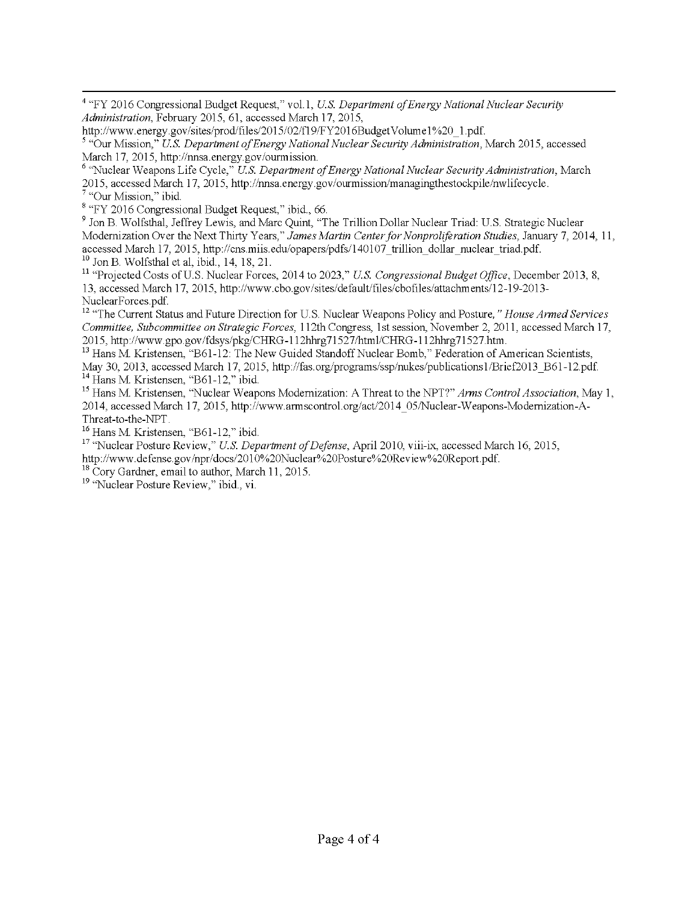[4] "FY 2016 Congressional Budget Request," vol.1, *U.S. Department of Energy National Nuclear Security Administration*, February 2015, 61, accessed March 17, 2015, http://www.energy.gov/sites/prod/files/2015/02/f19/FY2016BudgetVolume1%20_1.pdf.

[5] "Our Mission," *U.S. Department of Energy National Nuclear Security Administration*, March 2015, accessed March 17, 2015, http://nnsa.energy.gov/ourmission.

[6] "Nuclear Weapons Life Cycle," *U.S. Department of Energy National Nuclear Security Administration*, March 2015, accessed March 17, 2015, http://nnsa.energy.gov/ourmission/managingthestockpile/nwlifecycle.

[7] "Our Mission," ibid.

[8] "FY 2016 Congressional Budget Request," ibid., 66.

[9] Jon B. Wolfsthal, Jeffrey Lewis, and Marc Quint, "The Trillion Dollar Nuclear Triad: U.S. Strategic Nuclear Modernization Over the Next Thirty Years," *James Martin Center for Nonproliferation Studies*, January 7, 2014, 11, accessed March 17, 2015, http://cns.miis.edu/opapers/pdfs/140107_trillion_dollar_nuclear_triad.pdf.

[10] Jon B. Wolfsthal et al, ibid., 14, 18, 21.

[11] "Projected Costs of U.S. Nuclear Forces, 2014 to 2023," *U.S. Congressional Budget Office*, December 2013, 8, 13, accessed March 17, 2015, http://www.cbo.gov/sites/default/files/cbofiles/attachments/12-19-2013-NuclearForces.pdf.

[12] "The Current Status and Future Direction for U.S. Nuclear Weapons Policy and Posture," *House Armed Services Committee, Subcommittee on Strategic Forces*, 112th Congress, 1st session, November 2, 2011, accessed March 17, 2015, http://www.gpo.gov/fdsys/pkg/CHRG-112hhrg71527/html/CHRG-112hhrg71527.htm.

[13] Hans M. Kristensen, "B61-12: The New Guided Standoff Nuclear Bomb," Federation of American Scientists, May 30, 2013, accessed March 17, 2015, http://fas.org/programs/ssp/nukes/publications1/Brief2013_B61-12.pdf.

[14] Hans M. Kristensen, "B61-12," ibid.

[15] Hans M. Kristensen, "Nuclear Weapons Modernization: A Threat to the NPT?" *Arms Control Association*, May 1, 2014, accessed March 17, 2015, http://www.armscontrol.org/act/2014_05/Nuclear-Weapons-Modernization-A-Threat-to-the-NPT.

[16] Hans M. Kristensen, "B61-12," ibid.

[17] "Nuclear Posture Review," *U.S. Department of Defense*, April 2010, viii-ix, accessed March 16, 2015, http://www.defense.gov/npr/docs/2010%20Nuclear%20Posture%20Review%20Report.pdf.

[18] Cory Gardner, email to author, March 11, 2015.

[19] "Nuclear Posture Review," ibid., vi.